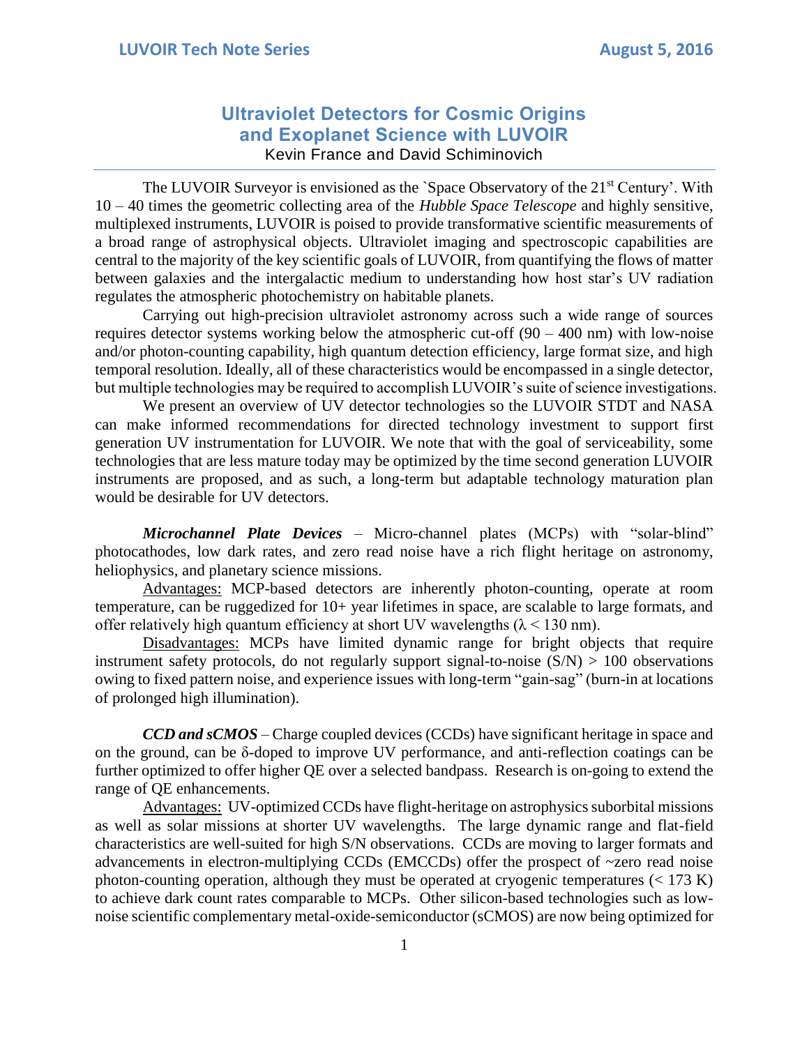# Ultraviolet Detectors for Cosmic Origins and Exoplanet Science with LUVOIR

Kevin France and David Schiminovich

The LUVOIR Surveyor is envisioned as the `Space Observatory of the 21st Century'. With 10 – 40 times the geometric collecting area of the *Hubble Space Telescope* and highly sensitive, multiplexed instruments, LUVOIR is poised to provide transformative scientific measurements of a broad range of astrophysical objects. Ultraviolet imaging and spectroscopic capabilities are central to the majority of the key scientific goals of LUVOIR, from quantifying the flows of matter between galaxies and the intergalactic medium to understanding how host star's UV radiation regulates the atmospheric photochemistry on habitable planets.

Carrying out high-precision ultraviolet astronomy across such a wide range of sources requires detector systems working below the atmospheric cut-off (90 – 400 nm) with low-noise and/or photon-counting capability, high quantum detection efficiency, large format size, and high temporal resolution. Ideally, all of these characteristics would be encompassed in a single detector, but multiple technologies may be required to accomplish LUVOIR's suite of science investigations.

We present an overview of UV detector technologies so the LUVOIR STDT and NASA can make informed recommendations for directed technology investment to support first generation UV instrumentation for LUVOIR. We note that with the goal of serviceability, some technologies that are less mature today may be optimized by the time second generation LUVOIR instruments are proposed, and as such, a long-term but adaptable technology maturation plan would be desirable for UV detectors.

***Microchannel Plate Devices*** – Micro-channel plates (MCPs) with "solar-blind" photocathodes, low dark rates, and zero read noise have a rich flight heritage on astronomy, heliophysics, and planetary science missions.

Advantages: MCP-based detectors are inherently photon-counting, operate at room temperature, can be ruggedized for 10+ year lifetimes in space, are scalable to large formats, and offer relatively high quantum efficiency at short UV wavelengths ($\lambda < 130$ nm).

Disadvantages: MCPs have limited dynamic range for bright objects that require instrument safety protocols, do not regularly support signal-to-noise (S/N) > 100 observations owing to fixed pattern noise, and experience issues with long-term "gain-sag" (burn-in at locations of prolonged high illumination).

***CCD and sCMOS*** – Charge coupled devices (CCDs) have significant heritage in space and on the ground, can be $\delta$-doped to improve UV performance, and anti-reflection coatings can be further optimized to offer higher QE over a selected bandpass. Research is on-going to extend the range of QE enhancements.

Advantages: UV-optimized CCDs have flight-heritage on astrophysics suborbital missions as well as solar missions at shorter UV wavelengths. The large dynamic range and flat-field characteristics are well-suited for high S/N observations. CCDs are moving to larger formats and advancements in electron-multiplying CCDs (EMCCDs) offer the prospect of ~zero read noise photon-counting operation, although they must be operated at cryogenic temperatures (< 173 K) to achieve dark count rates comparable to MCPs. Other silicon-based technologies such as low-noise scientific complementary metal-oxide-semiconductor (sCMOS) are now being optimized for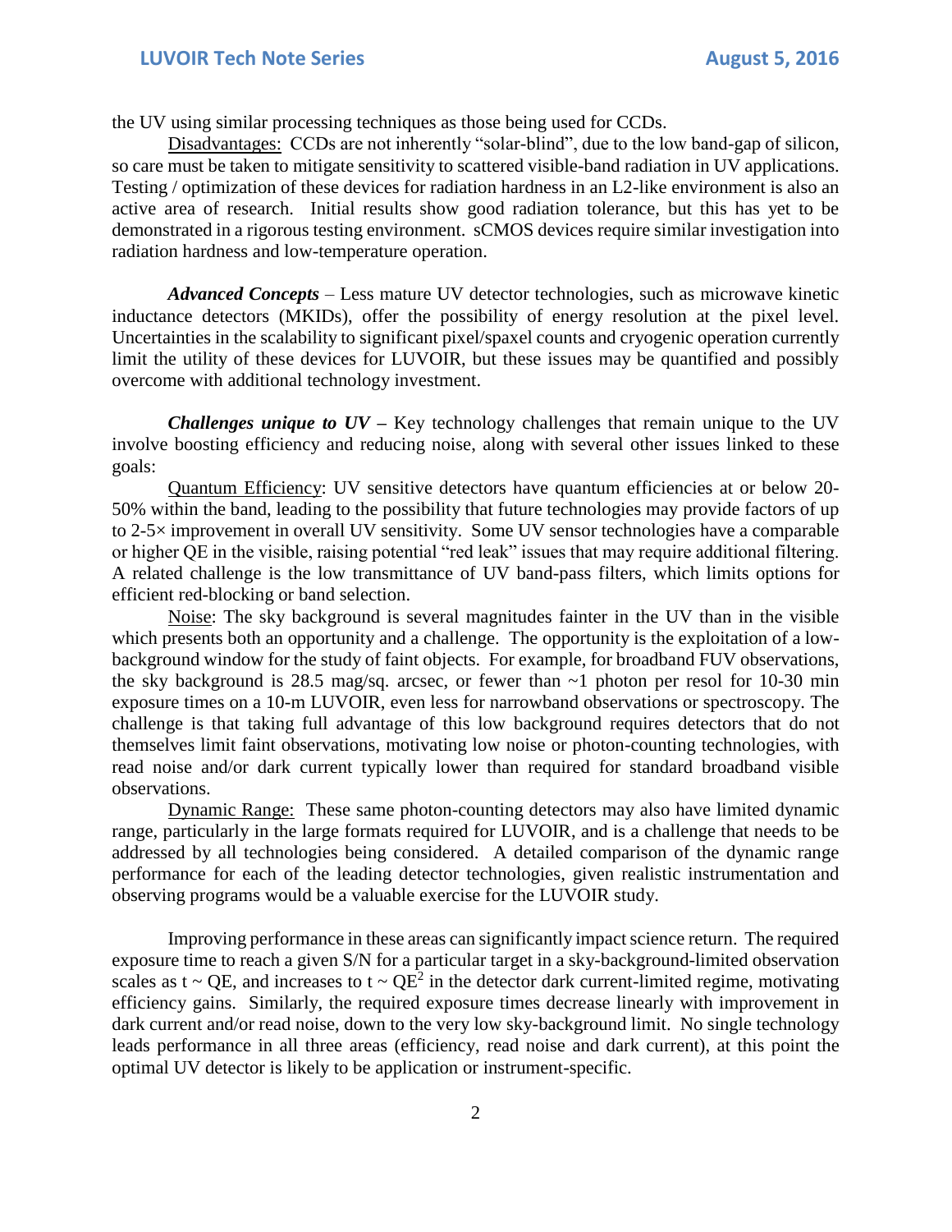the UV using similar processing techniques as those being used for CCDs.

Disadvantages: CCDs are not inherently "solar-blind", due to the low band-gap of silicon, so care must be taken to mitigate sensitivity to scattered visible-band radiation in UV applications. Testing / optimization of these devices for radiation hardness in an L2-like environment is also an active area of research. Initial results show good radiation tolerance, but this has yet to be demonstrated in a rigorous testing environment. sCMOS devices require similar investigation into radiation hardness and low-temperature operation.

***Advanced Concepts*** – Less mature UV detector technologies, such as microwave kinetic inductance detectors (MKIDs), offer the possibility of energy resolution at the pixel level. Uncertainties in the scalability to significant pixel/spaxel counts and cryogenic operation currently limit the utility of these devices for LUVOIR, but these issues may be quantified and possibly overcome with additional technology investment.

***Challenges unique to UV*** **–** Key technology challenges that remain unique to the UV involve boosting efficiency and reducing noise, along with several other issues linked to these goals:

Quantum Efficiency: UV sensitive detectors have quantum efficiencies at or below 20-50% within the band, leading to the possibility that future technologies may provide factors of up to 2-5× improvement in overall UV sensitivity. Some UV sensor technologies have a comparable or higher QE in the visible, raising potential "red leak" issues that may require additional filtering. A related challenge is the low transmittance of UV band-pass filters, which limits options for efficient red-blocking or band selection.

Noise: The sky background is several magnitudes fainter in the UV than in the visible which presents both an opportunity and a challenge. The opportunity is the exploitation of a low-background window for the study of faint objects. For example, for broadband FUV observations, the sky background is 28.5 mag/sq. arcsec, or fewer than ~1 photon per resol for 10-30 min exposure times on a 10-m LUVOIR, even less for narrowband observations or spectroscopy. The challenge is that taking full advantage of this low background requires detectors that do not themselves limit faint observations, motivating low noise or photon-counting technologies, with read noise and/or dark current typically lower than required for standard broadband visible observations.

Dynamic Range: These same photon-counting detectors may also have limited dynamic range, particularly in the large formats required for LUVOIR, and is a challenge that needs to be addressed by all technologies being considered. A detailed comparison of the dynamic range performance for each of the leading detector technologies, given realistic instrumentation and observing programs would be a valuable exercise for the LUVOIR study.

Improving performance in these areas can significantly impact science return. The required exposure time to reach a given S/N for a particular target in a sky-background-limited observation scales as $t \sim QE$, and increases to $t \sim QE^2$ in the detector dark current-limited regime, motivating efficiency gains. Similarly, the required exposure times decrease linearly with improvement in dark current and/or read noise, down to the very low sky-background limit. No single technology leads performance in all three areas (efficiency, read noise and dark current), at this point the optimal UV detector is likely to be application or instrument-specific.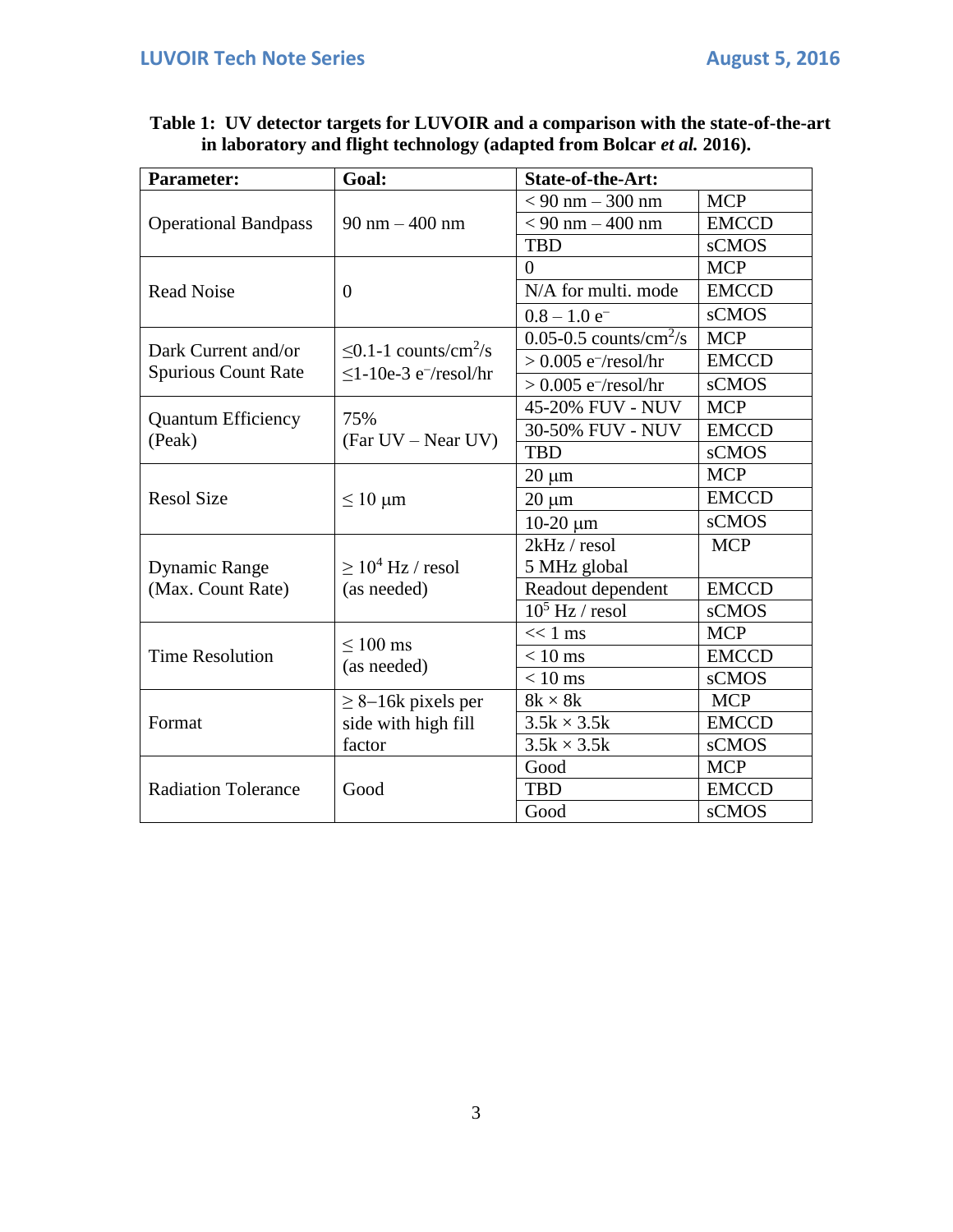**Table 1: UV detector targets for LUVOIR and a comparison with the state-of-the-art in laboratory and flight technology (adapted from Bolcar *et al.* 2016).**

| Parameter: | Goal: | State-of-the-Art: | |
|---|---|---|---|
| Operational Bandpass | 90 nm – 400 nm | < 90 nm – 300 nm | MCP |
| | | < 90 nm – 400 nm | EMCCD |
| | | TBD | sCMOS |
| Read Noise | 0 | 0 | MCP |
| | | N/A for multi. mode | EMCCD |
| | | 0.8 – 1.0 $e^-$ | sCMOS |
| Dark Current and/or Spurious Count Rate | ≤0.1-1 counts/cm$^2$/s ≤1-10e-3 $e^-$/resol/hr | 0.05-0.5 counts/cm$^2$/s | MCP |
| | | > 0.005 $e^-$/resol/hr | EMCCD |
| | | > 0.005 $e^-$/resol/hr | sCMOS |
| Quantum Efficiency (Peak) | 75% (Far UV – Near UV) | 45-20% FUV - NUV | MCP |
| | | 30-50% FUV - NUV | EMCCD |
| | | TBD | sCMOS |
| Resol Size | ≤ 10 μm | 20 μm | MCP |
| | | 20 μm | EMCCD |
| | | 10-20 μm | sCMOS |
| Dynamic Range (Max. Count Rate) | ≥ $10^4$ Hz / resol (as needed) | 2kHz / resol 5 MHz global | MCP |
| | | Readout dependent | EMCCD |
| | | $10^5$ Hz / resol | sCMOS |
| Time Resolution | ≤ 100 ms (as needed) | << 1 ms | MCP |
| | | < 10 ms | EMCCD |
| | | < 10 ms | sCMOS |
| Format | ≥ 8–16k pixels per side with high fill factor | 8k × 8k | MCP |
| | | 3.5k × 3.5k | EMCCD |
| | | 3.5k × 3.5k | sCMOS |
| Radiation Tolerance | Good | Good | MCP |
| | | TBD | EMCCD |
| | | Good | sCMOS |